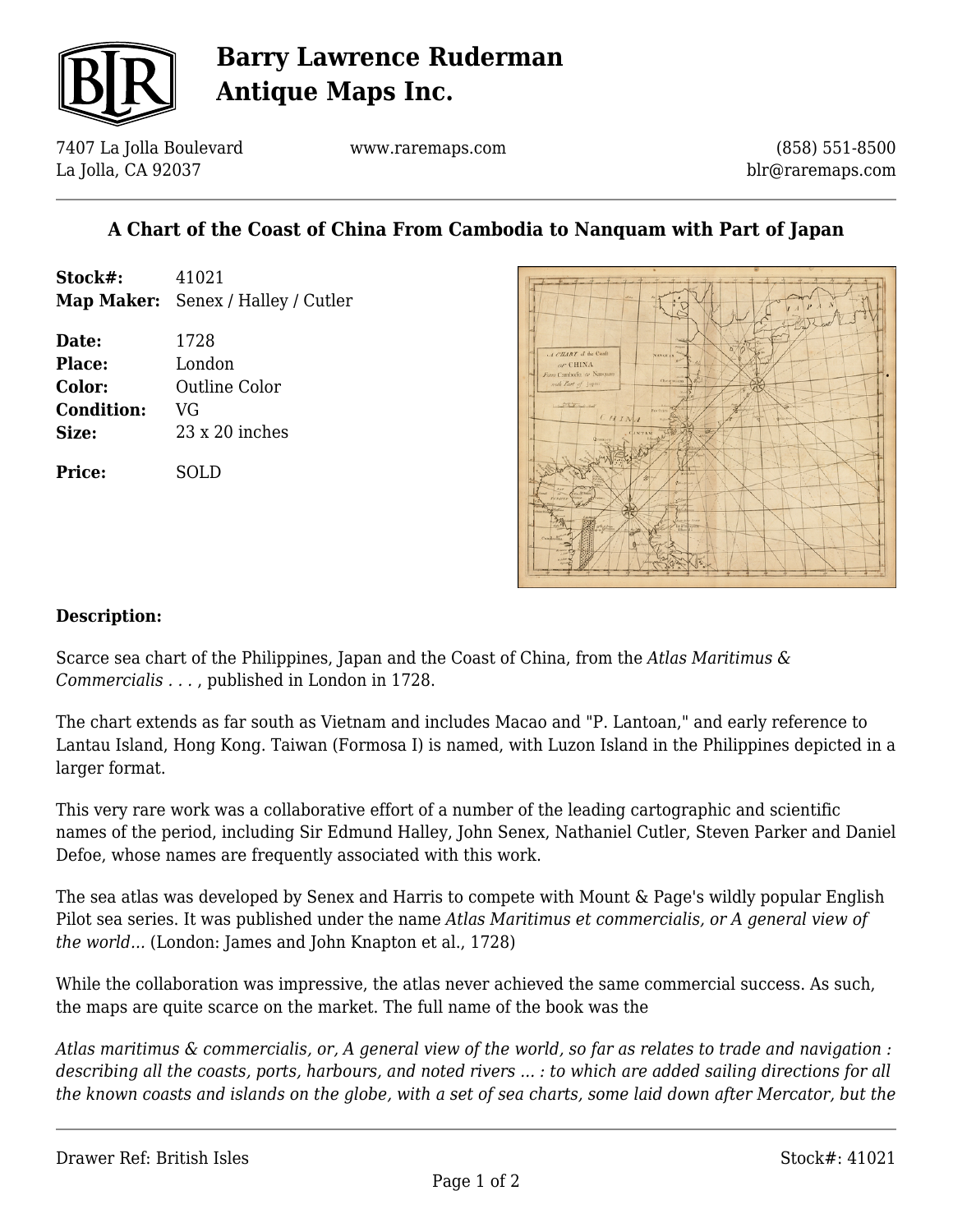# Barry Lawrence Ruderman Antique Maps Inc.

7407 La Jolla Boulevard
La Jolla, CA 92037

www.raremaps.com

(858) 551-8500
blr@raremaps.com

## A Chart of the Coast of China From Cambodia to Nanquam with Part of Japan

**Stock#:** 41021
**Map Maker:** Senex / Halley / Cutler

**Date:** 1728
**Place:** London
**Color:** Outline Color
**Condition:** VG
**Size:** 23 x 20 inches

**Price:** SOLD

**Description:**

Scarce sea chart of the Philippines, Japan and the Coast of China, from the *Atlas Maritimus & Commercialis . . . ,* published in London in 1728.

The chart extends as far south as Vietnam and includes Macao and "P. Lantoan," and early reference to Lantau Island, Hong Kong. Taiwan (Formosa I) is named, with Luzon Island in the Philippines depicted in a larger format.

This very rare work was a collaborative effort of a number of the leading cartographic and scientific names of the period, including Sir Edmund Halley, John Senex, Nathaniel Cutler, Steven Parker and Daniel Defoe, whose names are frequently associated with this work.

The sea atlas was developed by Senex and Harris to compete with Mount & Page's wildly popular English Pilot sea series. It was published under the name *Atlas Maritimus et commercialis, or A general view of the world...* (London: James and John Knapton et al., 1728)

While the collaboration was impressive, the atlas never achieved the same commercial success. As such, the maps are quite scarce on the market. The full name of the book was the

*Atlas maritimus & commercialis, or, A general view of the world, so far as relates to trade and navigation : describing all the coasts, ports, harbours, and noted rivers ... : to which are added sailing directions for all the known coasts and islands on the globe, with a set of sea charts, some laid down after Mercator, but the*

Drawer Ref: British Isles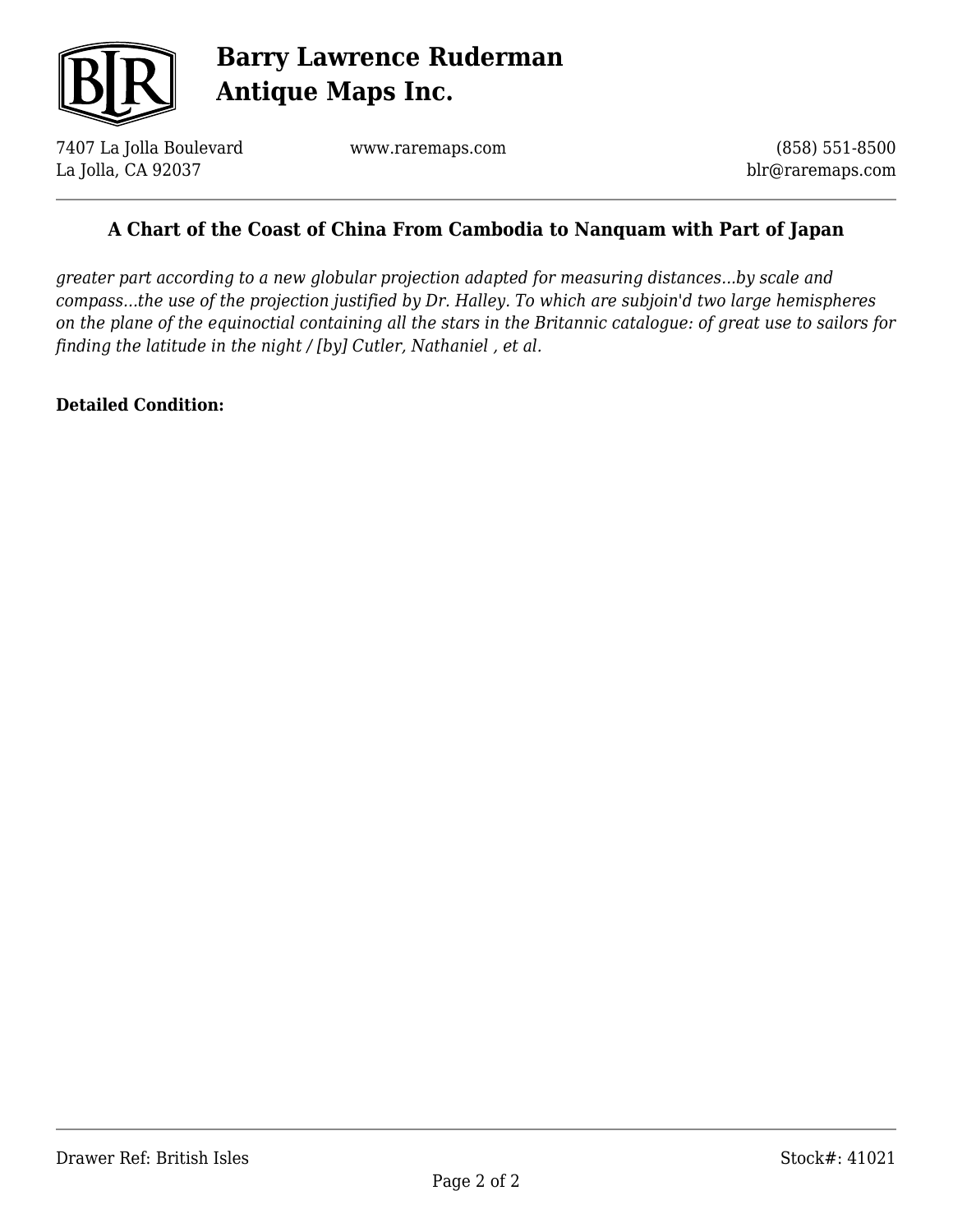## A Chart of the Coast of China From Cambodia to Nanquam with Part of Japan

*greater part according to a new globular projection adapted for measuring distances...by scale and compass...the use of the projection justified by Dr. Halley. To which are subjoin'd two large hemispheres on the plane of the equinoctial containing all the stars in the Britannic catalogue: of great use to sailors for finding the latitude in the night / [by] Cutler, Nathaniel , et al.*

**Detailed Condition:**

Drawer Ref: British Isles

Stock#: 41021